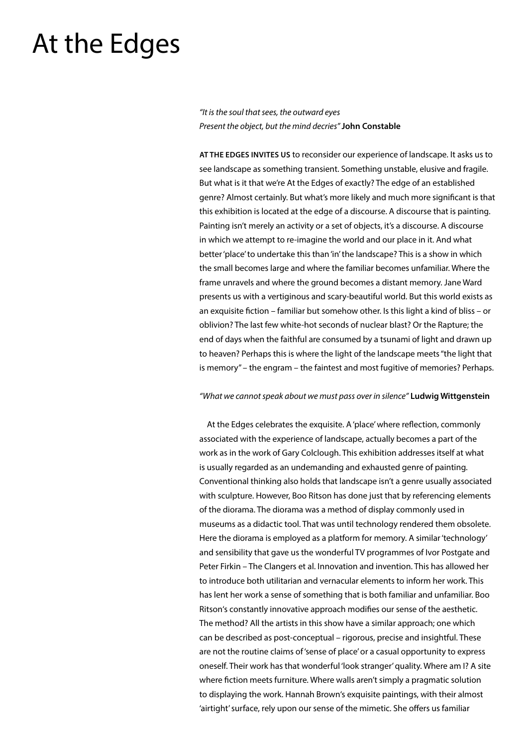# At the Edges

*"It is the soul that sees, the outward eyes*
*Present the object, but the mind decries"* **John Constable**

**AT THE EDGES INVITES US** to reconsider our experience of landscape. It asks us to see landscape as something transient. Something unstable, elusive and fragile. But what is it that we're At the Edges of exactly? The edge of an established genre? Almost certainly. But what's more likely and much more significant is that this exhibition is located at the edge of a discourse. A discourse that is painting. Painting isn't merely an activity or a set of objects, it's a discourse. A discourse in which we attempt to re-imagine the world and our place in it. And what better 'place' to undertake this than 'in' the landscape? This is a show in which the small becomes large and where the familiar becomes unfamiliar. Where the frame unravels and where the ground becomes a distant memory. Jane Ward presents us with a vertiginous and scary-beautiful world. But this world exists as an exquisite fiction – familiar but somehow other. Is this light a kind of bliss – or oblivion? The last few white-hot seconds of nuclear blast? Or the Rapture; the end of days when the faithful are consumed by a tsunami of light and drawn up to heaven? Perhaps this is where the light of the landscape meets "the light that is memory" – the engram – the faintest and most fugitive of memories? Perhaps.

*"What we cannot speak about we must pass over in silence"* **Ludwig Wittgenstein**

At the Edges celebrates the exquisite. A 'place' where reflection, commonly associated with the experience of landscape, actually becomes a part of the work as in the work of Gary Colclough. This exhibition addresses itself at what is usually regarded as an undemanding and exhausted genre of painting. Conventional thinking also holds that landscape isn't a genre usually associated with sculpture. However, Boo Ritson has done just that by referencing elements of the diorama. The diorama was a method of display commonly used in museums as a didactic tool. That was until technology rendered them obsolete. Here the diorama is employed as a platform for memory. A similar 'technology' and sensibility that gave us the wonderful TV programmes of Ivor Postgate and Peter Firkin – The Clangers et al. Innovation and invention. This has allowed her to introduce both utilitarian and vernacular elements to inform her work. This has lent her work a sense of something that is both familiar and unfamiliar. Boo Ritson's constantly innovative approach modifies our sense of the aesthetic. The method? All the artists in this show have a similar approach; one which can be described as post-conceptual – rigorous, precise and insightful. These are not the routine claims of 'sense of place' or a casual opportunity to express oneself. Their work has that wonderful 'look stranger' quality. Where am I? A site where fiction meets furniture. Where walls aren't simply a pragmatic solution to displaying the work. Hannah Brown's exquisite paintings, with their almost 'airtight' surface, rely upon our sense of the mimetic. She offers us familiar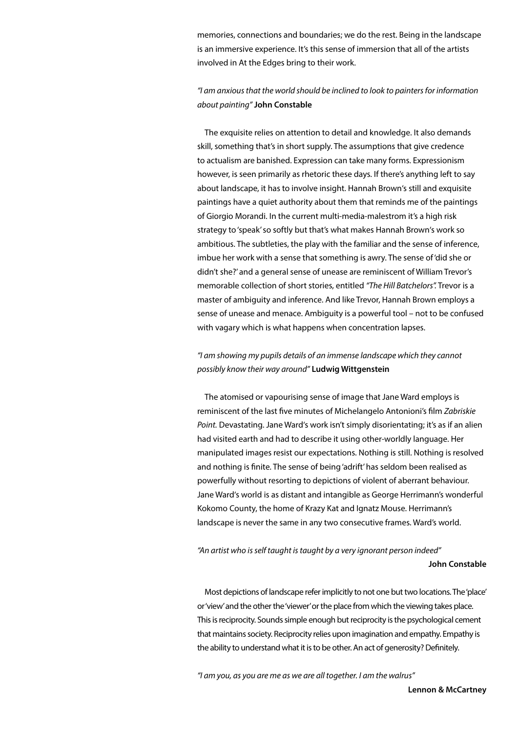memories, connections and boundaries; we do the rest. Being in the landscape is an immersive experience. It's this sense of immersion that all of the artists involved in At the Edges bring to their work.

*"I am anxious that the world should be inclined to look to painters for information about painting"* **John Constable**

The exquisite relies on attention to detail and knowledge. It also demands skill, something that's in short supply. The assumptions that give credence to actualism are banished. Expression can take many forms. Expressionism however, is seen primarily as rhetoric these days. If there's anything left to say about landscape, it has to involve insight. Hannah Brown's still and exquisite paintings have a quiet authority about them that reminds me of the paintings of Giorgio Morandi. In the current multi-media-malestrom it's a high risk strategy to 'speak' so softly but that's what makes Hannah Brown's work so ambitious. The subtleties, the play with the familiar and the sense of inference, imbue her work with a sense that something is awry. The sense of 'did she or didn't she?' and a general sense of unease are reminiscent of William Trevor's memorable collection of short stories, entitled *"The Hill Batchelors".* Trevor is a master of ambiguity and inference. And like Trevor, Hannah Brown employs a sense of unease and menace. Ambiguity is a powerful tool – not to be confused with vagary which is what happens when concentration lapses.

*"I am showing my pupils details of an immense landscape which they cannot possibly know their way around"* **Ludwig Wittgenstein**

The atomised or vapourising sense of image that Jane Ward employs is reminiscent of the last five minutes of Michelangelo Antonioni's film *Zabriskie Point.* Devastating. Jane Ward's work isn't simply disorientating; it's as if an alien had visited earth and had to describe it using other-worldly language. Her manipulated images resist our expectations. Nothing is still. Nothing is resolved and nothing is finite. The sense of being 'adrift' has seldom been realised as powerfully without resorting to depictions of violent of aberrant behaviour. Jane Ward's world is as distant and intangible as George Herrimann's wonderful Kokomo County, the home of Krazy Kat and Ignatz Mouse. Herrimann's landscape is never the same in any two consecutive frames. Ward's world.

*"An artist who is self taught is taught by a very ignorant person indeed"* **John Constable**

Most depictions of landscape refer implicitly to not one but two locations. The 'place' or 'view' and the other the 'viewer' or the place from which the viewing takes place. This is reciprocity. Sounds simple enough but reciprocity is the psychological cement that maintains society. Reciprocity relies upon imagination and empathy. Empathy is the ability to understand what it is to be other. An act of generosity? Definitely.

*"I am you, as you are me as we are all together. I am the walrus"* **Lennon & McCartney**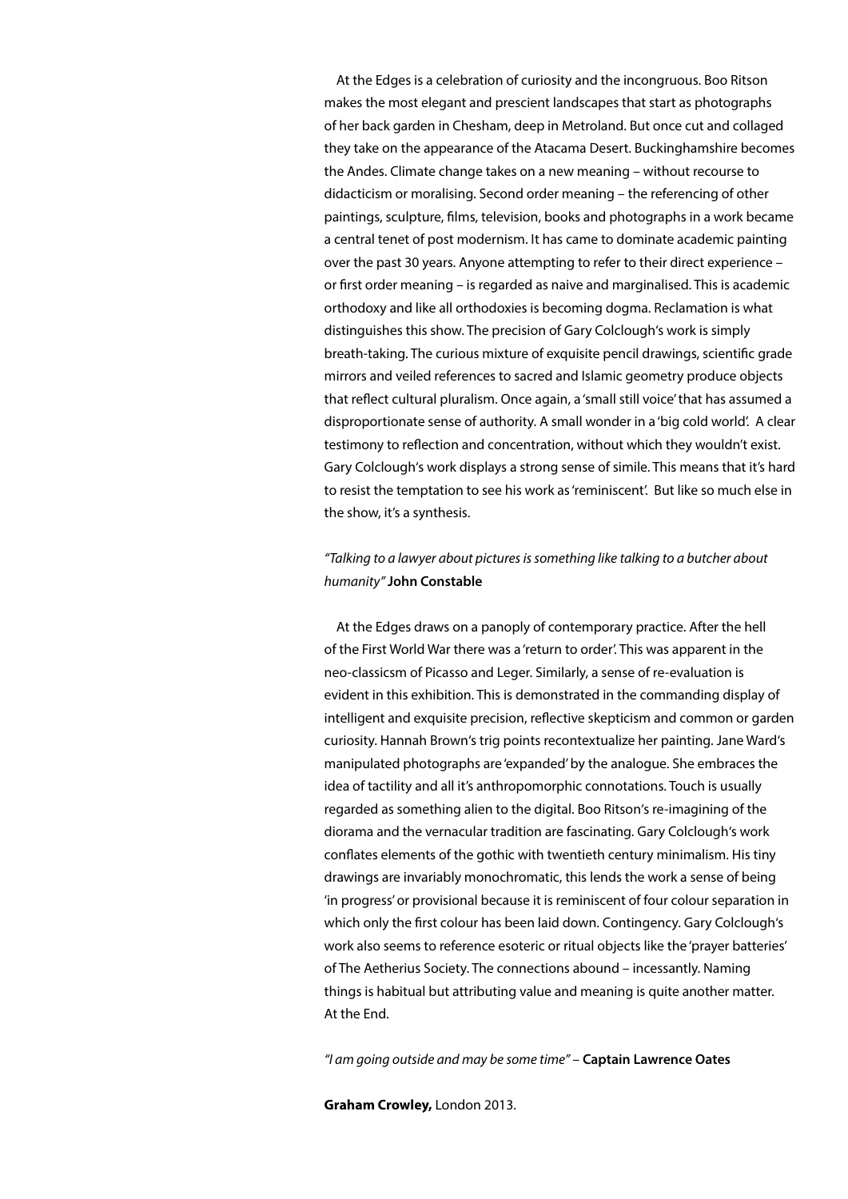At the Edges is a celebration of curiosity and the incongruous. Boo Ritson makes the most elegant and prescient landscapes that start as photographs of her back garden in Chesham, deep in Metroland. But once cut and collaged they take on the appearance of the Atacama Desert. Buckinghamshire becomes the Andes. Climate change takes on a new meaning – without recourse to didacticism or moralising. Second order meaning – the referencing of other paintings, sculpture, films, television, books and photographs in a work became a central tenet of post modernism. It has came to dominate academic painting over the past 30 years. Anyone attempting to refer to their direct experience – or first order meaning – is regarded as naive and marginalised. This is academic orthodoxy and like all orthodoxies is becoming dogma. Reclamation is what distinguishes this show. The precision of Gary Colclough's work is simply breath-taking. The curious mixture of exquisite pencil drawings, scientific grade mirrors and veiled references to sacred and Islamic geometry produce objects that reflect cultural pluralism. Once again, a 'small still voice' that has assumed a disproportionate sense of authority. A small wonder in a 'big cold world'. A clear testimony to reflection and concentration, without which they wouldn't exist. Gary Colclough's work displays a strong sense of simile. This means that it's hard to resist the temptation to see his work as 'reminiscent'. But like so much else in the show, it's a synthesis.

*"Talking to a lawyer about pictures is something like talking to a butcher about humanity"* **John Constable**

At the Edges draws on a panoply of contemporary practice. After the hell of the First World War there was a 'return to order'. This was apparent in the neo-classicsm of Picasso and Leger. Similarly, a sense of re-evaluation is evident in this exhibition. This is demonstrated in the commanding display of intelligent and exquisite precision, reflective skepticism and common or garden curiosity. Hannah Brown's trig points recontextualize her painting. Jane Ward's manipulated photographs are 'expanded' by the analogue. She embraces the idea of tactility and all it's anthropomorphic connotations. Touch is usually regarded as something alien to the digital. Boo Ritson's re-imagining of the diorama and the vernacular tradition are fascinating. Gary Colclough's work conflates elements of the gothic with twentieth century minimalism. His tiny drawings are invariably monochromatic, this lends the work a sense of being 'in progress' or provisional because it is reminiscent of four colour separation in which only the first colour has been laid down. Contingency. Gary Colclough's work also seems to reference esoteric or ritual objects like the 'prayer batteries' of The Aetherius Society. The connections abound – incessantly. Naming things is habitual but attributing value and meaning is quite another matter. At the End.

*"I am going outside and may be some time"* – **Captain Lawrence Oates**

**Graham Crowley,** London 2013.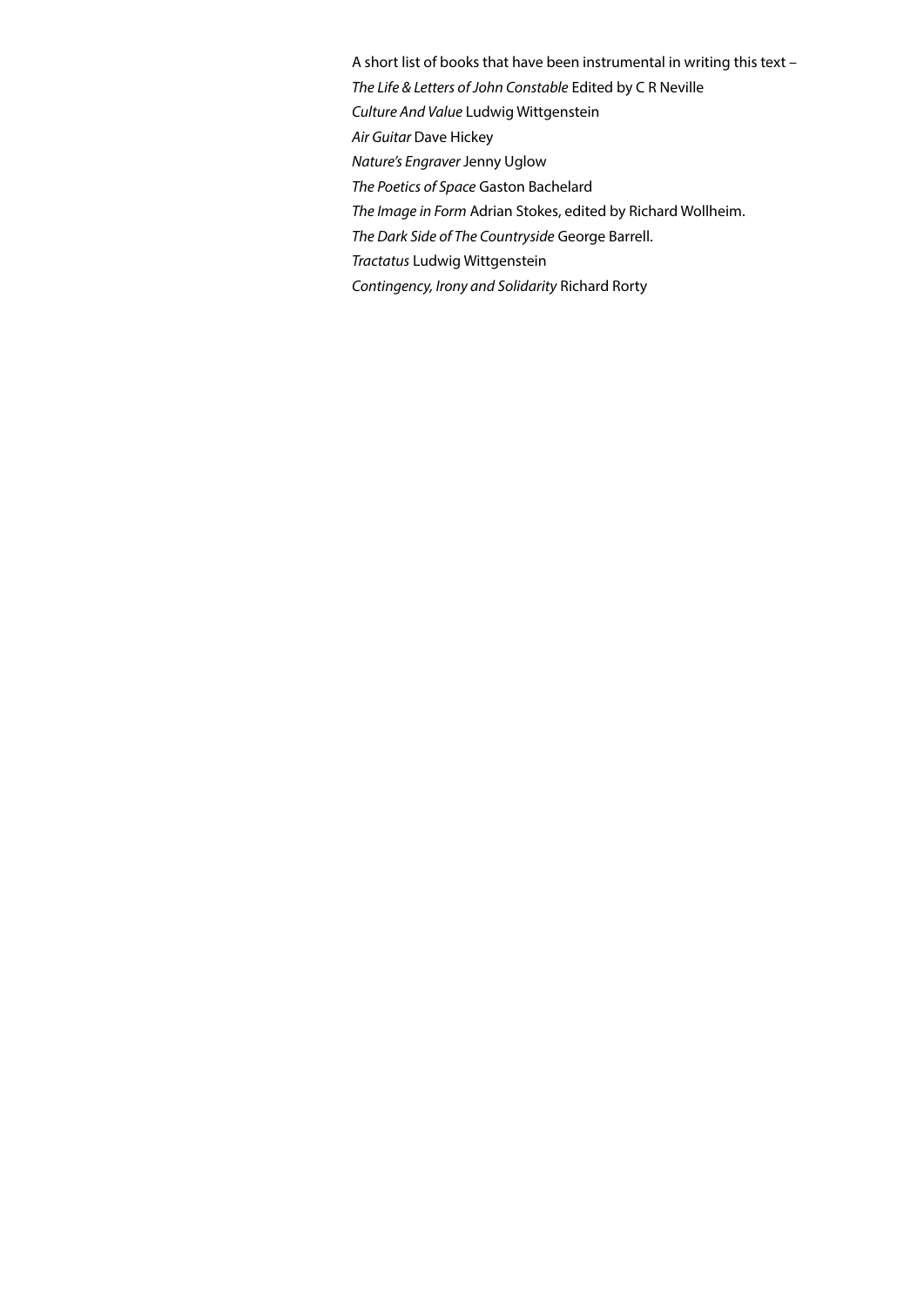A short list of books that have been instrumental in writing this text –

*The Life & Letters of John Constable* Edited by C R Neville

*Culture And Value* Ludwig Wittgenstein

*Air Guitar* Dave Hickey

*Nature's Engraver* Jenny Uglow

*The Poetics of Space* Gaston Bachelard

*The Image in Form* Adrian Stokes, edited by Richard Wollheim.

*The Dark Side of The Countryside* George Barrell.

*Tractatus* Ludwig Wittgenstein

*Contingency, Irony and Solidarity* Richard Rorty